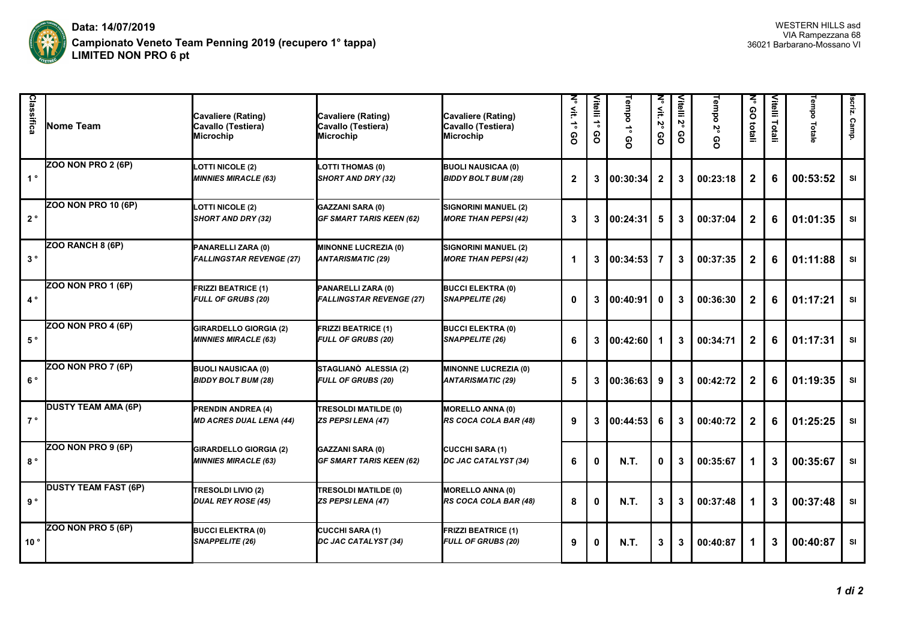**Data: 14/07/2019**
**Campionato Veneto Team Penning 2019 (recupero 1° tappa)**
**LIMITED NON PRO 6 pt**

WESTERN HILLS asd
VIA Rampezzana 68
36021 Barbarano-Mossano VI

| Classifica | Nome Team | Cavaliere (Rating) Cavallo (Testiera) Microchip | Cavaliere (Rating) Cavallo (Testiera) Microchip | Cavaliere (Rating) Cavallo (Testiera) Microchip | N° vit. 1° GO | Vitelli 1° GO | Tempo 1° GO | N° vit. 2° GO | Vitelli 2° GO | Tempo 2° GO | N° GO totali | Vitelli Totali | Tempo Totale | Iscriz. Camp. |
|---|---|---|---|---|---|---|---|---|---|---|---|---|---|---|
| 1° | ZOO NON PRO 2 (6P) | LOTTI NICOLE (2) *MINNIES MIRACLE (63)* | LOTTI THOMAS (0) *SHORT AND DRY (32)* | BUOLI NAUSICAA (0) *BIDDY BOLT BUM (28)* | 2 | 3 | 00:30:34 | 2 | 3 | 00:23:18 | 2 | 6 | 00:53:52 | SI |
| 2° | ZOO NON PRO 10 (6P) | LOTTI NICOLE (2) *SHORT AND DRY (32)* | GAZZANI SARA (0) *GF SMART TARIS KEEN (62)* | SIGNORINI MANUEL (2) *MORE THAN PEPSI (42)* | 3 | 3 | 00:24:31 | 5 | 3 | 00:37:04 | 2 | 6 | 01:01:35 | SI |
| 3° | ZOO RANCH 8 (6P) | PANARELLI ZARA (0) *FALLINGSTAR REVENGE (27)* | MINONNE LUCREZIA (0) *ANTARISMATIC (29)* | SIGNORINI MANUEL (2) *MORE THAN PEPSI (42)* | 1 | 3 | 00:34:53 | 7 | 3 | 00:37:35 | 2 | 6 | 01:11:88 | SI |
| 4° | ZOO NON PRO 1 (6P) | FRIZZI BEATRICE (1) *FULL OF GRUBS (20)* | PANARELLI ZARA (0) *FALLINGSTAR REVENGE (27)* | BUCCI ELEKTRA (0) *SNAPPELITE (26)* | 0 | 3 | 00:40:91 | 0 | 3 | 00:36:30 | 2 | 6 | 01:17:21 | SI |
| 5° | ZOO NON PRO 4 (6P) | GIRARDELLO GIORGIA (2) *MINNIES MIRACLE (63)* | FRIZZI BEATRICE (1) *FULL OF GRUBS (20)* | BUCCI ELEKTRA (0) *SNAPPELITE (26)* | 6 | 3 | 00:42:60 | 1 | 3 | 00:34:71 | 2 | 6 | 01:17:31 | SI |
| 6° | ZOO NON PRO 7 (6P) | BUOLI NAUSICAA (0) *BIDDY BOLT BUM (28)* | STAGLIANÒ ALESSIA (2) *FULL OF GRUBS (20)* | MINONNE LUCREZIA (0) *ANTARISMATIC (29)* | 5 | 3 | 00:36:63 | 9 | 3 | 00:42:72 | 2 | 6 | 01:19:35 | SI |
| 7° | DUSTY TEAM AMA (6P) | PRENDIN ANDREA (4) *MD ACRES DUAL LENA (44)* | TRESOLDI MATILDE (0) *ZS PEPSI LENA (47)* | MORELLO ANNA (0) *RS COCA COLA BAR (48)* | 9 | 3 | 00:44:53 | 6 | 3 | 00:40:72 | 2 | 6 | 01:25:25 | SI |
| 8° | ZOO NON PRO 9 (6P) | GIRARDELLO GIORGIA (2) *MINNIES MIRACLE (63)* | GAZZANI SARA (0) *GF SMART TARIS KEEN (62)* | CUCCHI SARA (1) *DC JAC CATALYST (34)* | 6 | 0 | N.T. | 0 | 3 | 00:35:67 | 1 | 3 | 00:35:67 | SI |
| 9° | DUSTY TEAM FAST (6P) | TRESOLDI LIVIO (2) *DUAL REY ROSE (45)* | TRESOLDI MATILDE (0) *ZS PEPSI LENA (47)* | MORELLO ANNA (0) *RS COCA COLA BAR (48)* | 8 | 0 | N.T. | 3 | 3 | 00:37:48 | 1 | 3 | 00:37:48 | SI |
| 10° | ZOO NON PRO 5 (6P) | BUCCI ELEKTRA (0) *SNAPPELITE (26)* | CUCCHI SARA (1) *DC JAC CATALYST (34)* | FRIZZI BEATRICE (1) *FULL OF GRUBS (20)* | 9 | 0 | N.T. | 3 | 3 | 00:40:87 | 1 | 3 | 00:40:87 | SI |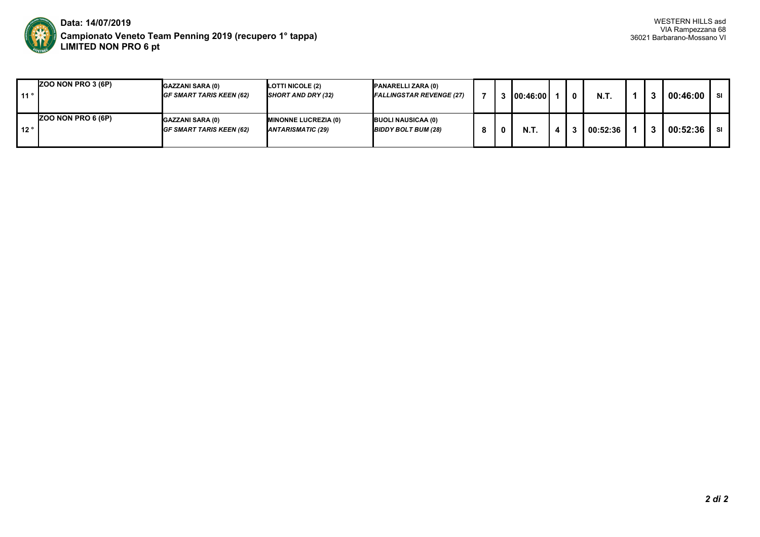**Data: 14/07/2019**
**Campionato Veneto Team Penning 2019 (recupero 1° tappa)**
**LIMITED NON PRO 6 pt**

WESTERN HILLS asd
VIA Rampezzana 68
36021 Barbarano-Mossano VI

| | | | | | | | | | | | | | | |
|---|---|---|---|---|---|---|---|---|---|---|---|---|---|---|
| 11 ° | **ZOO NON PRO 3 (6P)** | **GAZZANI SARA (0)** ***GF SMART TARIS KEEN (62)*** | **LOTTI NICOLE (2)** ***SHORT AND DRY (32)*** | **PANARELLI ZARA (0)** ***FALLINGSTAR REVENGE (27)*** | 7 | 3 | 00:46:00 | 1 | 0 | N.T. | 1 | 3 | 00:46:00 | SI |
| 12 ° | **ZOO NON PRO 6 (6P)** | **GAZZANI SARA (0)** ***GF SMART TARIS KEEN (62)*** | **MINONNE LUCREZIA (0)** ***ANTARISMATIC (29)*** | **BUOLI NAUSICAA (0)** ***BIDDY BOLT BUM (28)*** | 8 | 0 | N.T. | 4 | 3 | 00:52:36 | 1 | 3 | 00:52:36 | SI |